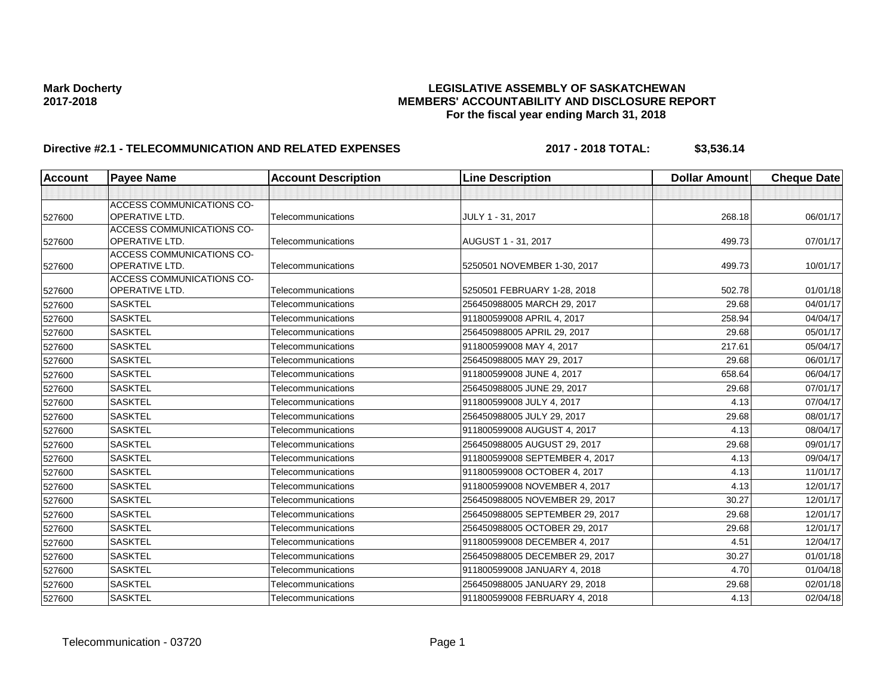**Mark Docherty**
**2017-2018**

**LEGISLATIVE ASSEMBLY OF SASKATCHEWAN**
**MEMBERS' ACCOUNTABILITY AND DISCLOSURE REPORT**
**For the fiscal year ending March 31, 2018**

**Directive #2.1 - TELECOMMUNICATION AND RELATED EXPENSES** **2017 - 2018 TOTAL: $3,536.14**

| Account | Payee Name | Account Description | Line Description | Dollar Amount | Cheque Date |
|---|---|---|---|---|---|
| | | | | | |
| 527600 | ACCESS COMMUNICATIONS CO-OPERATIVE LTD. | Telecommunications | JULY 1 - 31, 2017 | 268.18 | 06/01/17 |
| 527600 | ACCESS COMMUNICATIONS CO-OPERATIVE LTD. | Telecommunications | AUGUST 1 - 31, 2017 | 499.73 | 07/01/17 |
| 527600 | ACCESS COMMUNICATIONS CO-OPERATIVE LTD. | Telecommunications | 5250501 NOVEMBER 1-30, 2017 | 499.73 | 10/01/17 |
| 527600 | ACCESS COMMUNICATIONS CO-OPERATIVE LTD. | Telecommunications | 5250501 FEBRUARY 1-28, 2018 | 502.78 | 01/01/18 |
| 527600 | SASKTEL | Telecommunications | 256450988005 MARCH 29, 2017 | 29.68 | 04/01/17 |
| 527600 | SASKTEL | Telecommunications | 911800599008 APRIL 4, 2017 | 258.94 | 04/04/17 |
| 527600 | SASKTEL | Telecommunications | 256450988005 APRIL 29, 2017 | 29.68 | 05/01/17 |
| 527600 | SASKTEL | Telecommunications | 911800599008 MAY 4, 2017 | 217.61 | 05/04/17 |
| 527600 | SASKTEL | Telecommunications | 256450988005 MAY 29, 2017 | 29.68 | 06/01/17 |
| 527600 | SASKTEL | Telecommunications | 911800599008 JUNE 4, 2017 | 658.64 | 06/04/17 |
| 527600 | SASKTEL | Telecommunications | 256450988005 JUNE 29, 2017 | 29.68 | 07/01/17 |
| 527600 | SASKTEL | Telecommunications | 911800599008 JULY 4, 2017 | 4.13 | 07/04/17 |
| 527600 | SASKTEL | Telecommunications | 256450988005 JULY 29, 2017 | 29.68 | 08/01/17 |
| 527600 | SASKTEL | Telecommunications | 911800599008 AUGUST 4, 2017 | 4.13 | 08/04/17 |
| 527600 | SASKTEL | Telecommunications | 256450988005 AUGUST 29, 2017 | 29.68 | 09/01/17 |
| 527600 | SASKTEL | Telecommunications | 911800599008 SEPTEMBER 4, 2017 | 4.13 | 09/04/17 |
| 527600 | SASKTEL | Telecommunications | 911800599008 OCTOBER 4, 2017 | 4.13 | 11/01/17 |
| 527600 | SASKTEL | Telecommunications | 911800599008 NOVEMBER 4, 2017 | 4.13 | 12/01/17 |
| 527600 | SASKTEL | Telecommunications | 256450988005 NOVEMBER 29, 2017 | 30.27 | 12/01/17 |
| 527600 | SASKTEL | Telecommunications | 256450988005 SEPTEMBER 29, 2017 | 29.68 | 12/01/17 |
| 527600 | SASKTEL | Telecommunications | 256450988005 OCTOBER 29, 2017 | 29.68 | 12/01/17 |
| 527600 | SASKTEL | Telecommunications | 911800599008 DECEMBER 4, 2017 | 4.51 | 12/04/17 |
| 527600 | SASKTEL | Telecommunications | 256450988005 DECEMBER 29, 2017 | 30.27 | 01/01/18 |
| 527600 | SASKTEL | Telecommunications | 911800599008 JANUARY 4, 2018 | 4.70 | 01/04/18 |
| 527600 | SASKTEL | Telecommunications | 256450988005 JANUARY 29, 2018 | 29.68 | 02/01/18 |
| 527600 | SASKTEL | Telecommunications | 911800599008 FEBRUARY 4, 2018 | 4.13 | 02/04/18 |

Telecommunication - 03720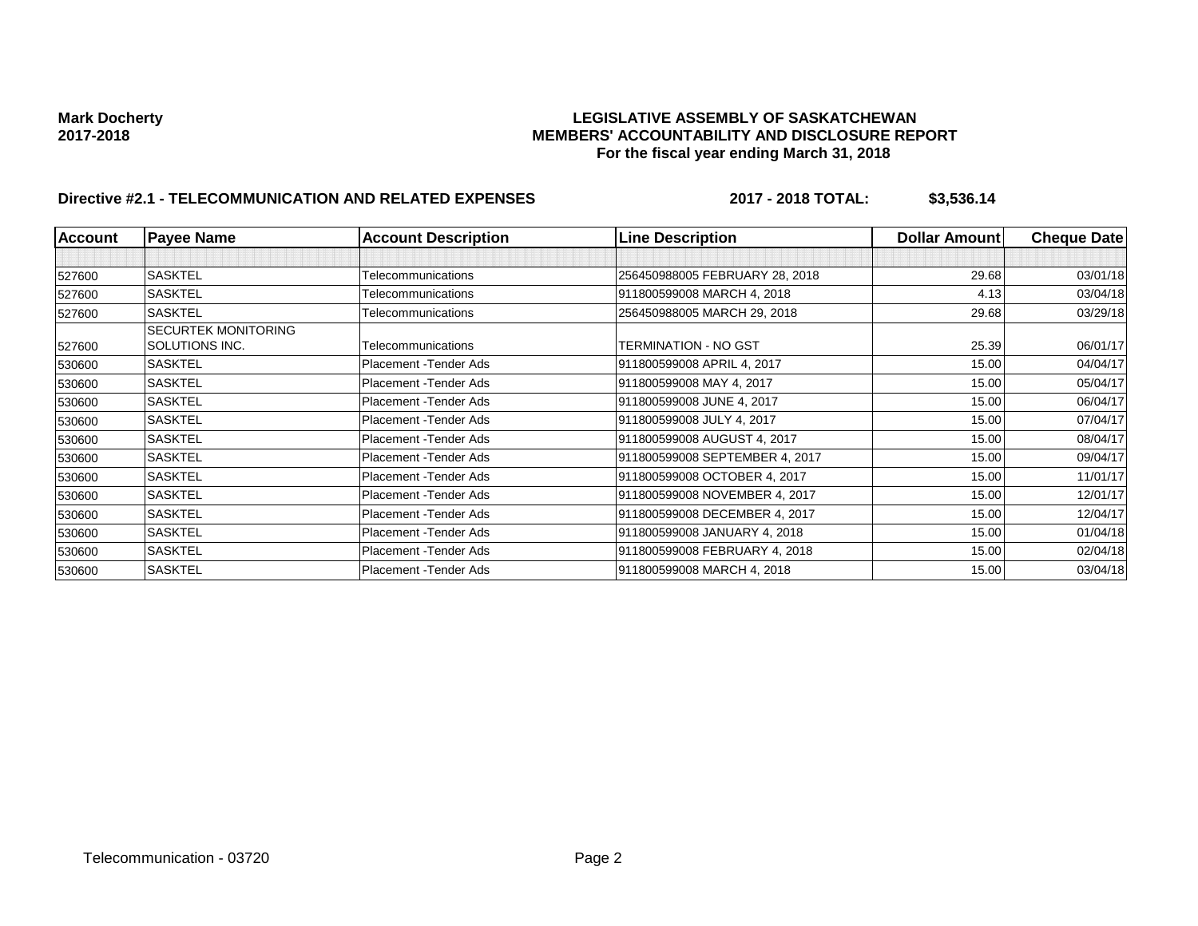**Mark Docherty**
**2017-2018**

**LEGISLATIVE ASSEMBLY OF SASKATCHEWAN**
**MEMBERS' ACCOUNTABILITY AND DISCLOSURE REPORT**
**For the fiscal year ending March 31, 2018**

**Directive #2.1 - TELECOMMUNICATION AND RELATED EXPENSES** **2017 - 2018 TOTAL: $3,536.14**

| Account | Payee Name | Account Description | Line Description | Dollar Amount | Cheque Date |
|---|---|---|---|---|---|
| | | | | | |
| 527600 | SASKTEL | Telecommunications | 256450988005 FEBRUARY 28, 2018 | 29.68 | 03/01/18 |
| 527600 | SASKTEL | Telecommunications | 911800599008 MARCH 4, 2018 | 4.13 | 03/04/18 |
| 527600 | SASKTEL | Telecommunications | 256450988005 MARCH 29, 2018 | 29.68 | 03/29/18 |
| 527600 | SECURTEK MONITORING SOLUTIONS INC. | Telecommunications | TERMINATION - NO GST | 25.39 | 06/01/17 |
| 530600 | SASKTEL | Placement -Tender Ads | 911800599008 APRIL 4, 2017 | 15.00 | 04/04/17 |
| 530600 | SASKTEL | Placement -Tender Ads | 911800599008 MAY 4, 2017 | 15.00 | 05/04/17 |
| 530600 | SASKTEL | Placement -Tender Ads | 911800599008 JUNE 4, 2017 | 15.00 | 06/04/17 |
| 530600 | SASKTEL | Placement -Tender Ads | 911800599008 JULY 4, 2017 | 15.00 | 07/04/17 |
| 530600 | SASKTEL | Placement -Tender Ads | 911800599008 AUGUST 4, 2017 | 15.00 | 08/04/17 |
| 530600 | SASKTEL | Placement -Tender Ads | 911800599008 SEPTEMBER 4, 2017 | 15.00 | 09/04/17 |
| 530600 | SASKTEL | Placement -Tender Ads | 911800599008 OCTOBER 4, 2017 | 15.00 | 11/01/17 |
| 530600 | SASKTEL | Placement -Tender Ads | 911800599008 NOVEMBER 4, 2017 | 15.00 | 12/01/17 |
| 530600 | SASKTEL | Placement -Tender Ads | 911800599008 DECEMBER 4, 2017 | 15.00 | 12/04/17 |
| 530600 | SASKTEL | Placement -Tender Ads | 911800599008 JANUARY 4, 2018 | 15.00 | 01/04/18 |
| 530600 | SASKTEL | Placement -Tender Ads | 911800599008 FEBRUARY 4, 2018 | 15.00 | 02/04/18 |
| 530600 | SASKTEL | Placement -Tender Ads | 911800599008 MARCH 4, 2018 | 15.00 | 03/04/18 |

Telecommunication - 03720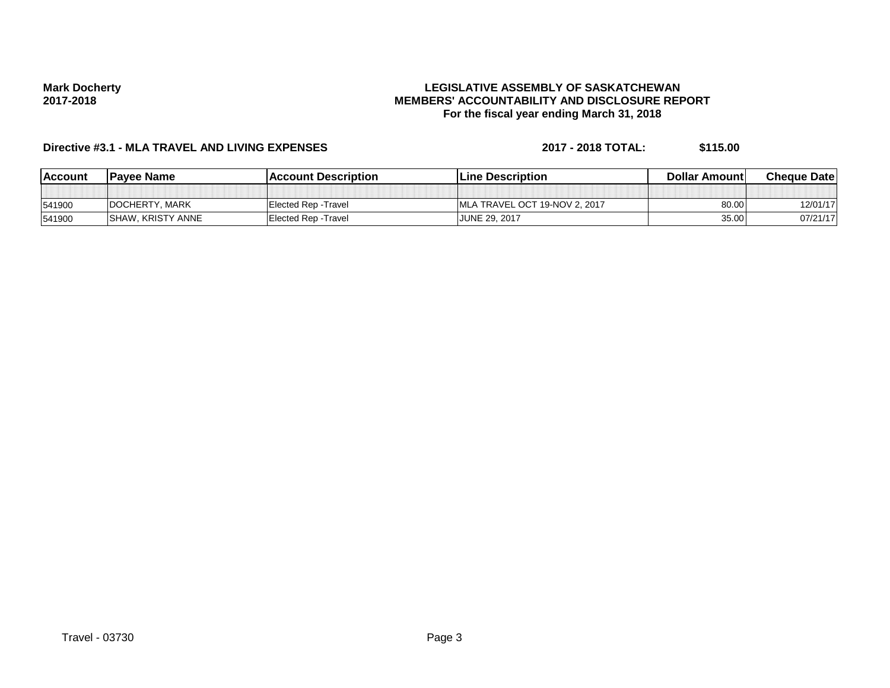**Mark Docherty**
**2017-2018**

**LEGISLATIVE ASSEMBLY OF SASKATCHEWAN**
**MEMBERS' ACCOUNTABILITY AND DISCLOSURE REPORT**
**For the fiscal year ending March 31, 2018**

**Directive #3.1 - MLA TRAVEL AND LIVING EXPENSES** **2017 - 2018 TOTAL: $115.00**

| Account | Payee Name | Account Description | Line Description | Dollar Amount | Cheque Date |
|---|---|---|---|---|---|
| | | | | | |
| 541900 | DOCHERTY, MARK | Elected Rep -Travel | MLA TRAVEL OCT 19-NOV 2, 2017 | 80.00 | 12/01/17 |
| 541900 | SHAW, KRISTY ANNE | Elected Rep -Travel | JUNE 29, 2017 | 35.00 | 07/21/17 |

Travel - 03730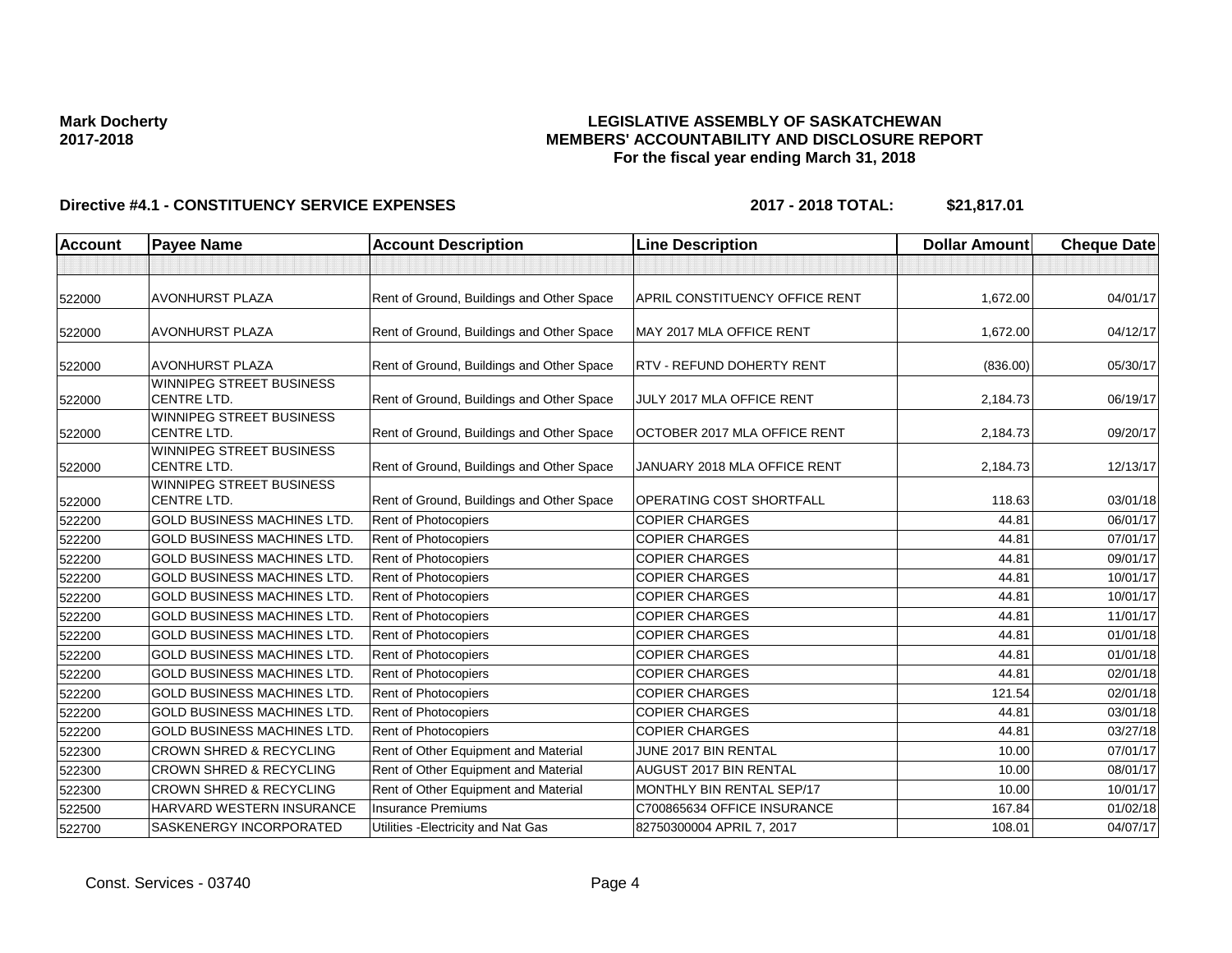**Mark Docherty**
**2017-2018**

**LEGISLATIVE ASSEMBLY OF SASKATCHEWAN**
**MEMBERS' ACCOUNTABILITY AND DISCLOSURE REPORT**
**For the fiscal year ending March 31, 2018**

**Directive #4.1 - CONSTITUENCY SERVICE EXPENSES** **2017 - 2018 TOTAL: $21,817.01**

| Account | Payee Name | Account Description | Line Description | Dollar Amount | Cheque Date |
|---|---|---|---|---|---|
| | | | | | |
| 522000 | AVONHURST PLAZA | Rent of Ground, Buildings and Other Space | APRIL CONSTITUENCY OFFICE RENT | 1,672.00 | 04/01/17 |
| 522000 | AVONHURST PLAZA | Rent of Ground, Buildings and Other Space | MAY 2017 MLA OFFICE RENT | 1,672.00 | 04/12/17 |
| 522000 | AVONHURST PLAZA | Rent of Ground, Buildings and Other Space | RTV - REFUND DOHERTY RENT | (836.00) | 05/30/17 |
| 522000 | WINNIPEG STREET BUSINESS CENTRE LTD. | Rent of Ground, Buildings and Other Space | JULY 2017 MLA OFFICE RENT | 2,184.73 | 06/19/17 |
| 522000 | WINNIPEG STREET BUSINESS CENTRE LTD. | Rent of Ground, Buildings and Other Space | OCTOBER 2017 MLA OFFICE RENT | 2,184.73 | 09/20/17 |
| 522000 | WINNIPEG STREET BUSINESS CENTRE LTD. | Rent of Ground, Buildings and Other Space | JANUARY 2018 MLA OFFICE RENT | 2,184.73 | 12/13/17 |
| 522000 | WINNIPEG STREET BUSINESS CENTRE LTD. | Rent of Ground, Buildings and Other Space | OPERATING COST SHORTFALL | 118.63 | 03/01/18 |
| 522200 | GOLD BUSINESS MACHINES LTD. | Rent of Photocopiers | COPIER CHARGES | 44.81 | 06/01/17 |
| 522200 | GOLD BUSINESS MACHINES LTD. | Rent of Photocopiers | COPIER CHARGES | 44.81 | 07/01/17 |
| 522200 | GOLD BUSINESS MACHINES LTD. | Rent of Photocopiers | COPIER CHARGES | 44.81 | 09/01/17 |
| 522200 | GOLD BUSINESS MACHINES LTD. | Rent of Photocopiers | COPIER CHARGES | 44.81 | 10/01/17 |
| 522200 | GOLD BUSINESS MACHINES LTD. | Rent of Photocopiers | COPIER CHARGES | 44.81 | 10/01/17 |
| 522200 | GOLD BUSINESS MACHINES LTD. | Rent of Photocopiers | COPIER CHARGES | 44.81 | 11/01/17 |
| 522200 | GOLD BUSINESS MACHINES LTD. | Rent of Photocopiers | COPIER CHARGES | 44.81 | 01/01/18 |
| 522200 | GOLD BUSINESS MACHINES LTD. | Rent of Photocopiers | COPIER CHARGES | 44.81 | 01/01/18 |
| 522200 | GOLD BUSINESS MACHINES LTD. | Rent of Photocopiers | COPIER CHARGES | 44.81 | 02/01/18 |
| 522200 | GOLD BUSINESS MACHINES LTD. | Rent of Photocopiers | COPIER CHARGES | 121.54 | 02/01/18 |
| 522200 | GOLD BUSINESS MACHINES LTD. | Rent of Photocopiers | COPIER CHARGES | 44.81 | 03/01/18 |
| 522200 | GOLD BUSINESS MACHINES LTD. | Rent of Photocopiers | COPIER CHARGES | 44.81 | 03/27/18 |
| 522300 | CROWN SHRED & RECYCLING | Rent of Other Equipment and Material | JUNE 2017 BIN RENTAL | 10.00 | 07/01/17 |
| 522300 | CROWN SHRED & RECYCLING | Rent of Other Equipment and Material | AUGUST 2017 BIN RENTAL | 10.00 | 08/01/17 |
| 522300 | CROWN SHRED & RECYCLING | Rent of Other Equipment and Material | MONTHLY BIN RENTAL SEP/17 | 10.00 | 10/01/17 |
| 522500 | HARVARD WESTERN INSURANCE | Insurance Premiums | C700865634 OFFICE INSURANCE | 167.84 | 01/02/18 |
| 522700 | SASKENERGY INCORPORATED | Utilities -Electricity and Nat Gas | 82750300004 APRIL 7, 2017 | 108.01 | 04/07/17 |

Const. Services - 03740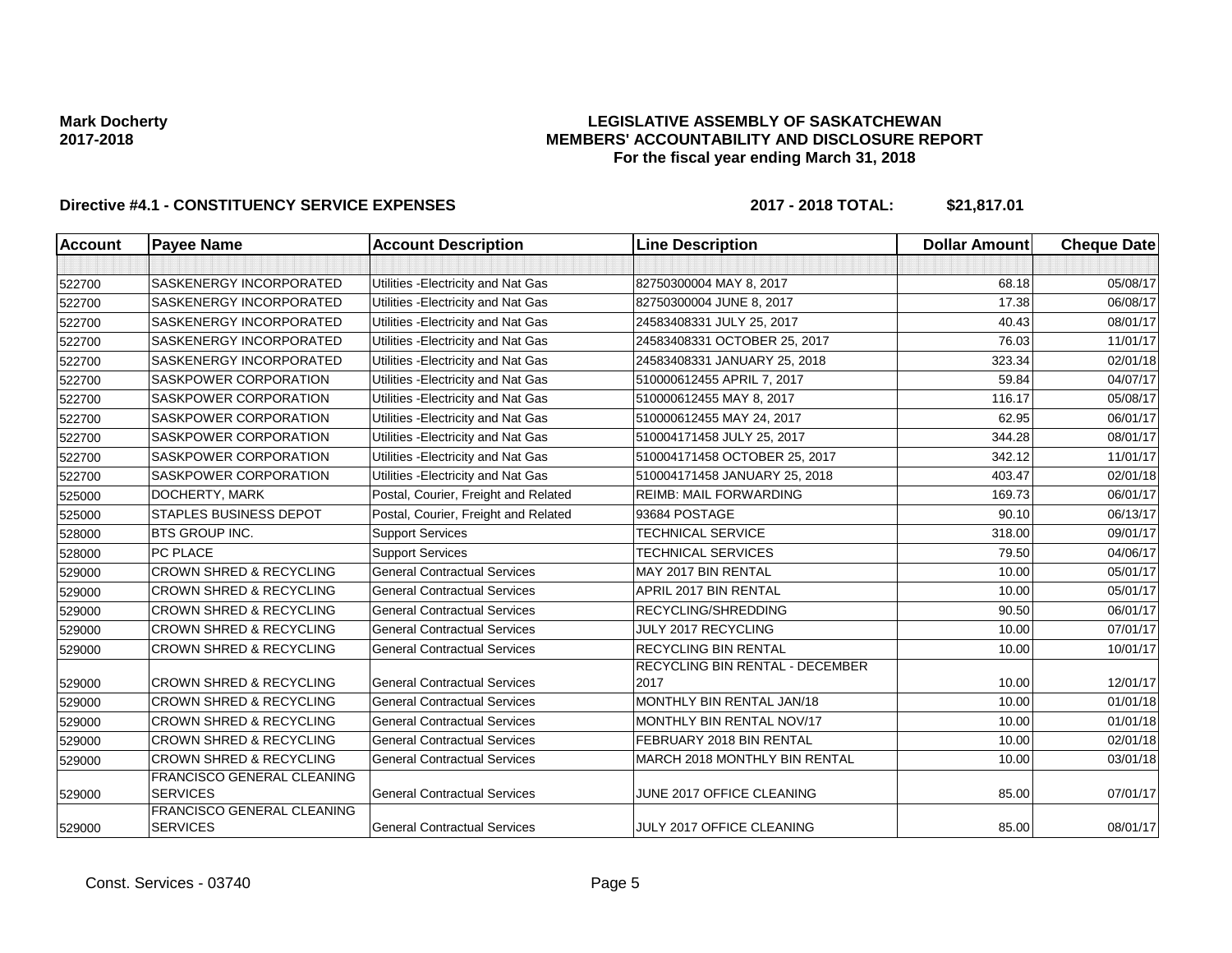**Mark Docherty**
**2017-2018**

**LEGISLATIVE ASSEMBLY OF SASKATCHEWAN**
**MEMBERS' ACCOUNTABILITY AND DISCLOSURE REPORT**
**For the fiscal year ending March 31, 2018**

**Directive #4.1 - CONSTITUENCY SERVICE EXPENSES** **2017 - 2018 TOTAL: $21,817.01**

| Account | Payee Name | Account Description | Line Description | Dollar Amount | Cheque Date |
|---|---|---|---|---|---|
| | | | | | |
| 522700 | SASKENERGY INCORPORATED | Utilities -Electricity and Nat Gas | 82750300004 MAY 8, 2017 | 68.18 | 05/08/17 |
| 522700 | SASKENERGY INCORPORATED | Utilities -Electricity and Nat Gas | 82750300004 JUNE 8, 2017 | 17.38 | 06/08/17 |
| 522700 | SASKENERGY INCORPORATED | Utilities -Electricity and Nat Gas | 24583408331 JULY 25, 2017 | 40.43 | 08/01/17 |
| 522700 | SASKENERGY INCORPORATED | Utilities -Electricity and Nat Gas | 24583408331 OCTOBER 25, 2017 | 76.03 | 11/01/17 |
| 522700 | SASKENERGY INCORPORATED | Utilities -Electricity and Nat Gas | 24583408331 JANUARY 25, 2018 | 323.34 | 02/01/18 |
| 522700 | SASKPOWER CORPORATION | Utilities -Electricity and Nat Gas | 510000612455 APRIL 7, 2017 | 59.84 | 04/07/17 |
| 522700 | SASKPOWER CORPORATION | Utilities -Electricity and Nat Gas | 510000612455 MAY 8, 2017 | 116.17 | 05/08/17 |
| 522700 | SASKPOWER CORPORATION | Utilities -Electricity and Nat Gas | 510000612455 MAY 24, 2017 | 62.95 | 06/01/17 |
| 522700 | SASKPOWER CORPORATION | Utilities -Electricity and Nat Gas | 510004171458 JULY 25, 2017 | 344.28 | 08/01/17 |
| 522700 | SASKPOWER CORPORATION | Utilities -Electricity and Nat Gas | 510004171458 OCTOBER 25, 2017 | 342.12 | 11/01/17 |
| 522700 | SASKPOWER CORPORATION | Utilities -Electricity and Nat Gas | 510004171458 JANUARY 25, 2018 | 403.47 | 02/01/18 |
| 525000 | DOCHERTY, MARK | Postal, Courier, Freight and Related | REIMB: MAIL FORWARDING | 169.73 | 06/01/17 |
| 525000 | STAPLES BUSINESS DEPOT | Postal, Courier, Freight and Related | 93684 POSTAGE | 90.10 | 06/13/17 |
| 528000 | BTS GROUP INC. | Support Services | TECHNICAL SERVICE | 318.00 | 09/01/17 |
| 528000 | PC PLACE | Support Services | TECHNICAL SERVICES | 79.50 | 04/06/17 |
| 529000 | CROWN SHRED & RECYCLING | General Contractual Services | MAY 2017 BIN RENTAL | 10.00 | 05/01/17 |
| 529000 | CROWN SHRED & RECYCLING | General Contractual Services | APRIL 2017 BIN RENTAL | 10.00 | 05/01/17 |
| 529000 | CROWN SHRED & RECYCLING | General Contractual Services | RECYCLING/SHREDDING | 90.50 | 06/01/17 |
| 529000 | CROWN SHRED & RECYCLING | General Contractual Services | JULY 2017 RECYCLING | 10.00 | 07/01/17 |
| 529000 | CROWN SHRED & RECYCLING | General Contractual Services | RECYCLING BIN RENTAL | 10.00 | 10/01/17 |
| 529000 | CROWN SHRED & RECYCLING | General Contractual Services | RECYCLING BIN RENTAL - DECEMBER 2017 | 10.00 | 12/01/17 |
| 529000 | CROWN SHRED & RECYCLING | General Contractual Services | MONTHLY BIN RENTAL JAN/18 | 10.00 | 01/01/18 |
| 529000 | CROWN SHRED & RECYCLING | General Contractual Services | MONTHLY BIN RENTAL NOV/17 | 10.00 | 01/01/18 |
| 529000 | CROWN SHRED & RECYCLING | General Contractual Services | FEBRUARY 2018 BIN RENTAL | 10.00 | 02/01/18 |
| 529000 | CROWN SHRED & RECYCLING | General Contractual Services | MARCH 2018 MONTHLY BIN RENTAL | 10.00 | 03/01/18 |
| 529000 | FRANCISCO GENERAL CLEANING SERVICES | General Contractual Services | JUNE 2017 OFFICE CLEANING | 85.00 | 07/01/17 |
| 529000 | FRANCISCO GENERAL CLEANING SERVICES | General Contractual Services | JULY 2017 OFFICE CLEANING | 85.00 | 08/01/17 |

Const. Services - 03740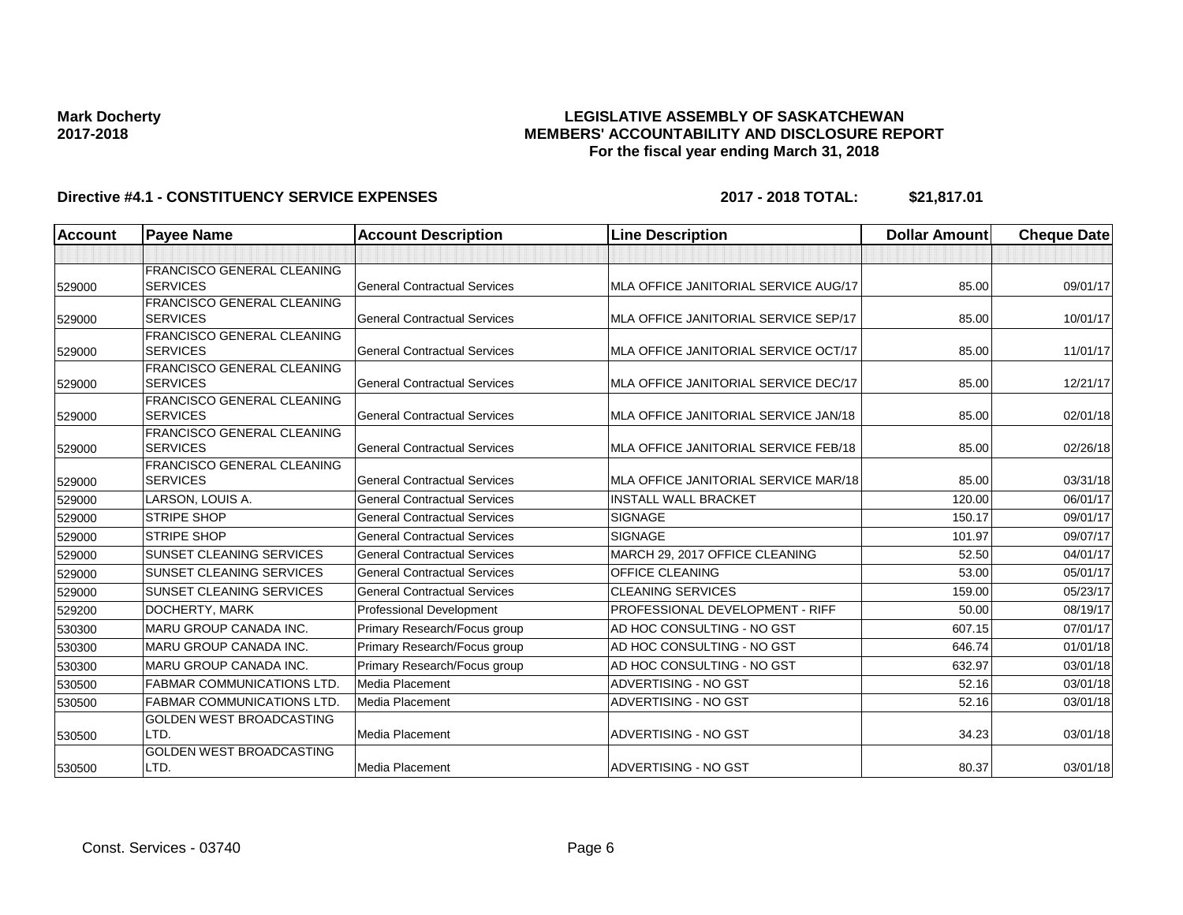**Mark Docherty**
**2017-2018**

**LEGISLATIVE ASSEMBLY OF SASKATCHEWAN**
**MEMBERS' ACCOUNTABILITY AND DISCLOSURE REPORT**
**For the fiscal year ending March 31, 2018**

**Directive #4.1 - CONSTITUENCY SERVICE EXPENSES** **2017 - 2018 TOTAL: $21,817.01**

| Account | Payee Name | Account Description | Line Description | Dollar Amount | Cheque Date |
|---|---|---|---|---|---|
| | | | | | |
| 529000 | FRANCISCO GENERAL CLEANING SERVICES | General Contractual Services | MLA OFFICE JANITORIAL SERVICE AUG/17 | 85.00 | 09/01/17 |
| 529000 | FRANCISCO GENERAL CLEANING SERVICES | General Contractual Services | MLA OFFICE JANITORIAL SERVICE SEP/17 | 85.00 | 10/01/17 |
| 529000 | FRANCISCO GENERAL CLEANING SERVICES | General Contractual Services | MLA OFFICE JANITORIAL SERVICE OCT/17 | 85.00 | 11/01/17 |
| 529000 | FRANCISCO GENERAL CLEANING SERVICES | General Contractual Services | MLA OFFICE JANITORIAL SERVICE DEC/17 | 85.00 | 12/21/17 |
| 529000 | FRANCISCO GENERAL CLEANING SERVICES | General Contractual Services | MLA OFFICE JANITORIAL SERVICE JAN/18 | 85.00 | 02/01/18 |
| 529000 | FRANCISCO GENERAL CLEANING SERVICES | General Contractual Services | MLA OFFICE JANITORIAL SERVICE FEB/18 | 85.00 | 02/26/18 |
| 529000 | FRANCISCO GENERAL CLEANING SERVICES | General Contractual Services | MLA OFFICE JANITORIAL SERVICE MAR/18 | 85.00 | 03/31/18 |
| 529000 | LARSON, LOUIS A. | General Contractual Services | INSTALL WALL BRACKET | 120.00 | 06/01/17 |
| 529000 | STRIPE SHOP | General Contractual Services | SIGNAGE | 150.17 | 09/01/17 |
| 529000 | STRIPE SHOP | General Contractual Services | SIGNAGE | 101.97 | 09/07/17 |
| 529000 | SUNSET CLEANING SERVICES | General Contractual Services | MARCH 29, 2017 OFFICE CLEANING | 52.50 | 04/01/17 |
| 529000 | SUNSET CLEANING SERVICES | General Contractual Services | OFFICE CLEANING | 53.00 | 05/01/17 |
| 529000 | SUNSET CLEANING SERVICES | General Contractual Services | CLEANING SERVICES | 159.00 | 05/23/17 |
| 529200 | DOCHERTY, MARK | Professional Development | PROFESSIONAL DEVELOPMENT - RIFF | 50.00 | 08/19/17 |
| 530300 | MARU GROUP CANADA INC. | Primary Research/Focus group | AD HOC CONSULTING - NO GST | 607.15 | 07/01/17 |
| 530300 | MARU GROUP CANADA INC. | Primary Research/Focus group | AD HOC CONSULTING - NO GST | 646.74 | 01/01/18 |
| 530300 | MARU GROUP CANADA INC. | Primary Research/Focus group | AD HOC CONSULTING - NO GST | 632.97 | 03/01/18 |
| 530500 | FABMAR COMMUNICATIONS LTD. | Media Placement | ADVERTISING - NO GST | 52.16 | 03/01/18 |
| 530500 | FABMAR COMMUNICATIONS LTD. | Media Placement | ADVERTISING - NO GST | 52.16 | 03/01/18 |
| 530500 | GOLDEN WEST BROADCASTING LTD. | Media Placement | ADVERTISING - NO GST | 34.23 | 03/01/18 |
| 530500 | GOLDEN WEST BROADCASTING LTD. | Media Placement | ADVERTISING - NO GST | 80.37 | 03/01/18 |

Const. Services - 03740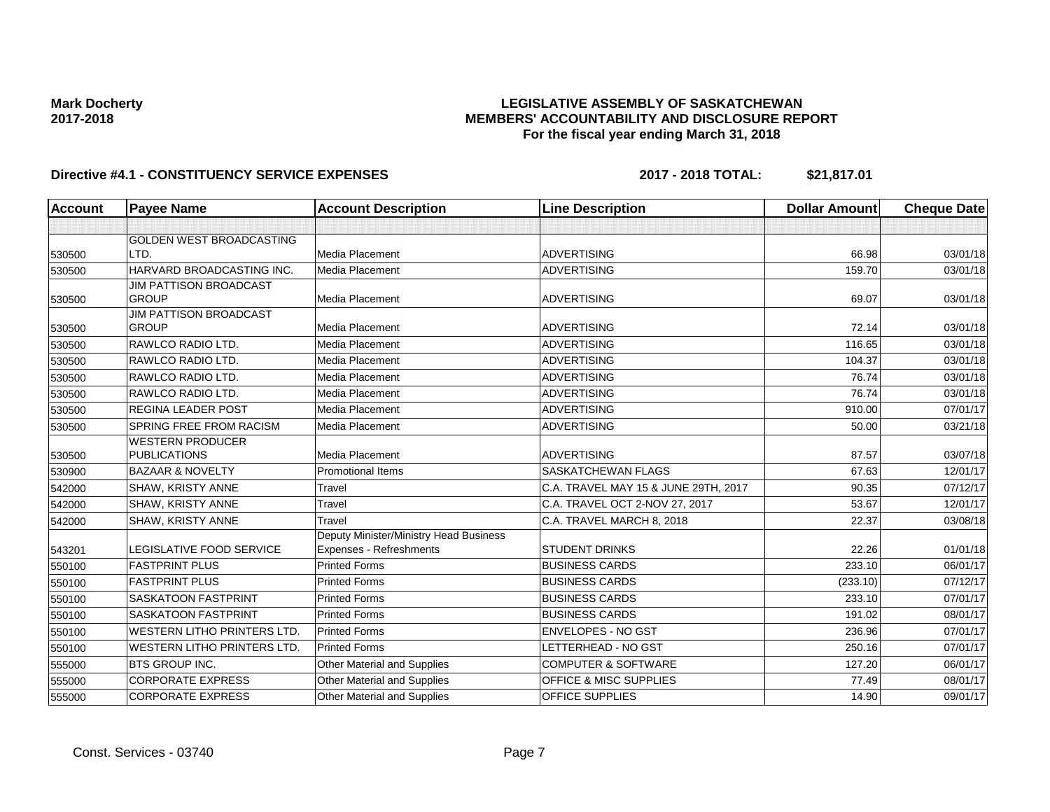**Mark Docherty**
**2017-2018**

**LEGISLATIVE ASSEMBLY OF SASKATCHEWAN**
**MEMBERS' ACCOUNTABILITY AND DISCLOSURE REPORT**
**For the fiscal year ending March 31, 2018**

**Directive #4.1 - CONSTITUENCY SERVICE EXPENSES** **2017 - 2018 TOTAL: $21,817.01**

| Account | Payee Name | Account Description | Line Description | Dollar Amount | Cheque Date |
|---|---|---|---|---|---|
| | | | | | |
| 530500 | GOLDEN WEST BROADCASTING LTD. | Media Placement | ADVERTISING | 66.98 | 03/01/18 |
| 530500 | HARVARD BROADCASTING INC. | Media Placement | ADVERTISING | 159.70 | 03/01/18 |
| 530500 | JIM PATTISON BROADCAST GROUP | Media Placement | ADVERTISING | 69.07 | 03/01/18 |
| 530500 | JIM PATTISON BROADCAST GROUP | Media Placement | ADVERTISING | 72.14 | 03/01/18 |
| 530500 | RAWLCO RADIO LTD. | Media Placement | ADVERTISING | 116.65 | 03/01/18 |
| 530500 | RAWLCO RADIO LTD. | Media Placement | ADVERTISING | 104.37 | 03/01/18 |
| 530500 | RAWLCO RADIO LTD. | Media Placement | ADVERTISING | 76.74 | 03/01/18 |
| 530500 | RAWLCO RADIO LTD. | Media Placement | ADVERTISING | 76.74 | 03/01/18 |
| 530500 | REGINA LEADER POST | Media Placement | ADVERTISING | 910.00 | 07/01/17 |
| 530500 | SPRING FREE FROM RACISM | Media Placement | ADVERTISING | 50.00 | 03/21/18 |
| 530500 | WESTERN PRODUCER PUBLICATIONS | Media Placement | ADVERTISING | 87.57 | 03/07/18 |
| 530900 | BAZAAR & NOVELTY | Promotional Items | SASKATCHEWAN FLAGS | 67.63 | 12/01/17 |
| 542000 | SHAW, KRISTY ANNE | Travel | C.A. TRAVEL MAY 15 & JUNE 29TH, 2017 | 90.35 | 07/12/17 |
| 542000 | SHAW, KRISTY ANNE | Travel | C.A. TRAVEL OCT 2-NOV 27, 2017 | 53.67 | 12/01/17 |
| 542000 | SHAW, KRISTY ANNE | Travel | C.A. TRAVEL MARCH 8, 2018 | 22.37 | 03/08/18 |
| 543201 | LEGISLATIVE FOOD SERVICE | Deputy Minister/Ministry Head Business Expenses - Refreshments | STUDENT DRINKS | 22.26 | 01/01/18 |
| 550100 | FASTPRINT PLUS | Printed Forms | BUSINESS CARDS | 233.10 | 06/01/17 |
| 550100 | FASTPRINT PLUS | Printed Forms | BUSINESS CARDS | (233.10) | 07/12/17 |
| 550100 | SASKATOON FASTPRINT | Printed Forms | BUSINESS CARDS | 233.10 | 07/01/17 |
| 550100 | SASKATOON FASTPRINT | Printed Forms | BUSINESS CARDS | 191.02 | 08/01/17 |
| 550100 | WESTERN LITHO PRINTERS LTD. | Printed Forms | ENVELOPES - NO GST | 236.96 | 07/01/17 |
| 550100 | WESTERN LITHO PRINTERS LTD. | Printed Forms | LETTERHEAD - NO GST | 250.16 | 07/01/17 |
| 555000 | BTS GROUP INC. | Other Material and Supplies | COMPUTER & SOFTWARE | 127.20 | 06/01/17 |
| 555000 | CORPORATE EXPRESS | Other Material and Supplies | OFFICE & MISC SUPPLIES | 77.49 | 08/01/17 |
| 555000 | CORPORATE EXPRESS | Other Material and Supplies | OFFICE SUPPLIES | 14.90 | 09/01/17 |

Const. Services - 03740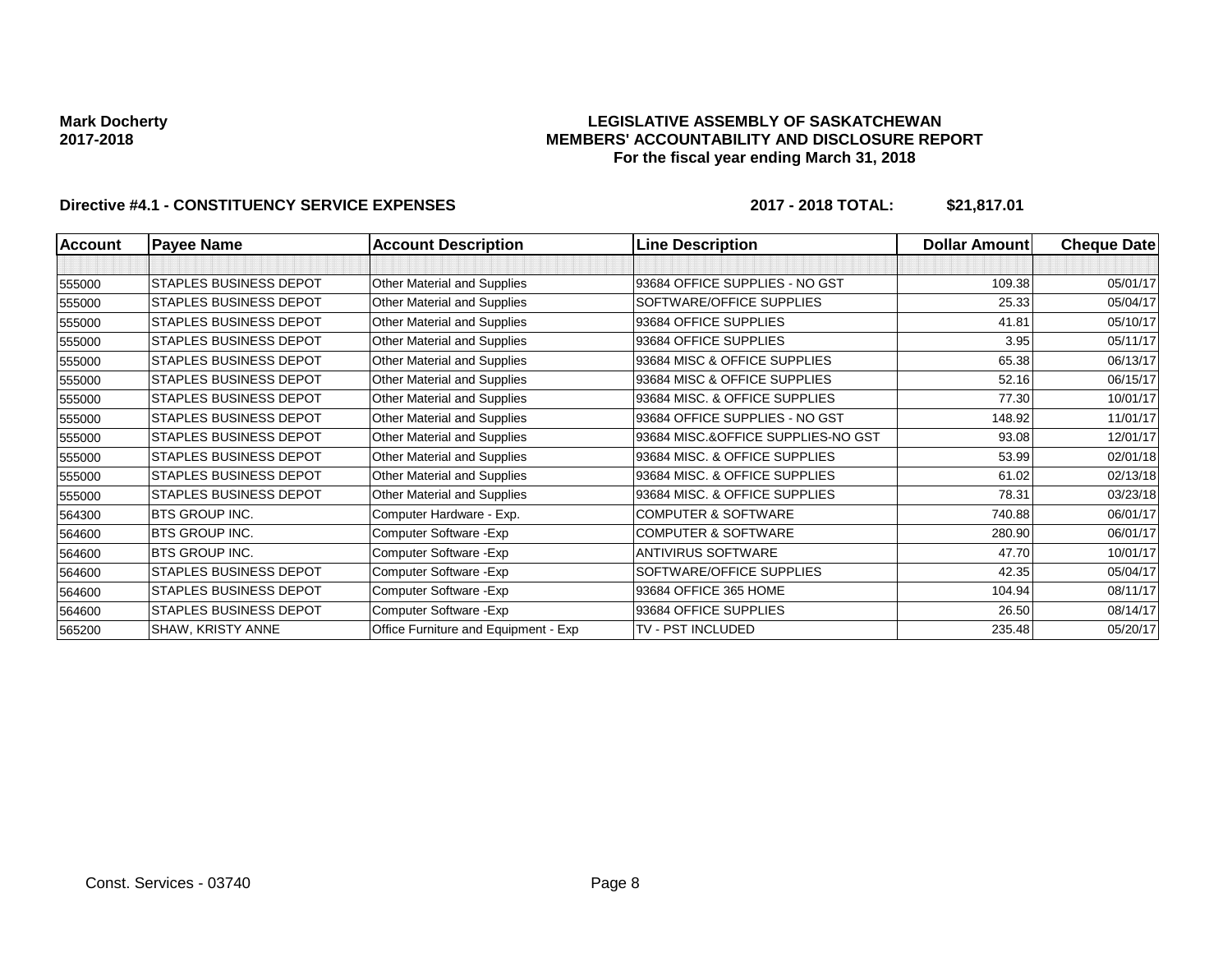**Mark Docherty**
**2017-2018**

**LEGISLATIVE ASSEMBLY OF SASKATCHEWAN**
**MEMBERS' ACCOUNTABILITY AND DISCLOSURE REPORT**
**For the fiscal year ending March 31, 2018**

**Directive #4.1 - CONSTITUENCY SERVICE EXPENSES** **2017 - 2018 TOTAL: $21,817.01**

| Account | Payee Name | Account Description | Line Description | Dollar Amount | Cheque Date |
|---|---|---|---|---|---|
| | | | | | |
| 555000 | STAPLES BUSINESS DEPOT | Other Material and Supplies | 93684 OFFICE SUPPLIES - NO GST | 109.38 | 05/01/17 |
| 555000 | STAPLES BUSINESS DEPOT | Other Material and Supplies | SOFTWARE/OFFICE SUPPLIES | 25.33 | 05/04/17 |
| 555000 | STAPLES BUSINESS DEPOT | Other Material and Supplies | 93684 OFFICE SUPPLIES | 41.81 | 05/10/17 |
| 555000 | STAPLES BUSINESS DEPOT | Other Material and Supplies | 93684 OFFICE SUPPLIES | 3.95 | 05/11/17 |
| 555000 | STAPLES BUSINESS DEPOT | Other Material and Supplies | 93684 MISC & OFFICE SUPPLIES | 65.38 | 06/13/17 |
| 555000 | STAPLES BUSINESS DEPOT | Other Material and Supplies | 93684 MISC & OFFICE SUPPLIES | 52.16 | 06/15/17 |
| 555000 | STAPLES BUSINESS DEPOT | Other Material and Supplies | 93684 MISC. & OFFICE SUPPLIES | 77.30 | 10/01/17 |
| 555000 | STAPLES BUSINESS DEPOT | Other Material and Supplies | 93684 OFFICE SUPPLIES - NO GST | 148.92 | 11/01/17 |
| 555000 | STAPLES BUSINESS DEPOT | Other Material and Supplies | 93684 MISC.&OFFICE SUPPLIES-NO GST | 93.08 | 12/01/17 |
| 555000 | STAPLES BUSINESS DEPOT | Other Material and Supplies | 93684 MISC. & OFFICE SUPPLIES | 53.99 | 02/01/18 |
| 555000 | STAPLES BUSINESS DEPOT | Other Material and Supplies | 93684 MISC. & OFFICE SUPPLIES | 61.02 | 02/13/18 |
| 555000 | STAPLES BUSINESS DEPOT | Other Material and Supplies | 93684 MISC. & OFFICE SUPPLIES | 78.31 | 03/23/18 |
| 564300 | BTS GROUP INC. | Computer Hardware - Exp. | COMPUTER & SOFTWARE | 740.88 | 06/01/17 |
| 564600 | BTS GROUP INC. | Computer Software -Exp | COMPUTER & SOFTWARE | 280.90 | 06/01/17 |
| 564600 | BTS GROUP INC. | Computer Software -Exp | ANTIVIRUS SOFTWARE | 47.70 | 10/01/17 |
| 564600 | STAPLES BUSINESS DEPOT | Computer Software -Exp | SOFTWARE/OFFICE SUPPLIES | 42.35 | 05/04/17 |
| 564600 | STAPLES BUSINESS DEPOT | Computer Software -Exp | 93684 OFFICE 365 HOME | 104.94 | 08/11/17 |
| 564600 | STAPLES BUSINESS DEPOT | Computer Software -Exp | 93684 OFFICE SUPPLIES | 26.50 | 08/14/17 |
| 565200 | SHAW, KRISTY ANNE | Office Furniture and Equipment - Exp | TV - PST INCLUDED | 235.48 | 05/20/17 |

Const. Services - 03740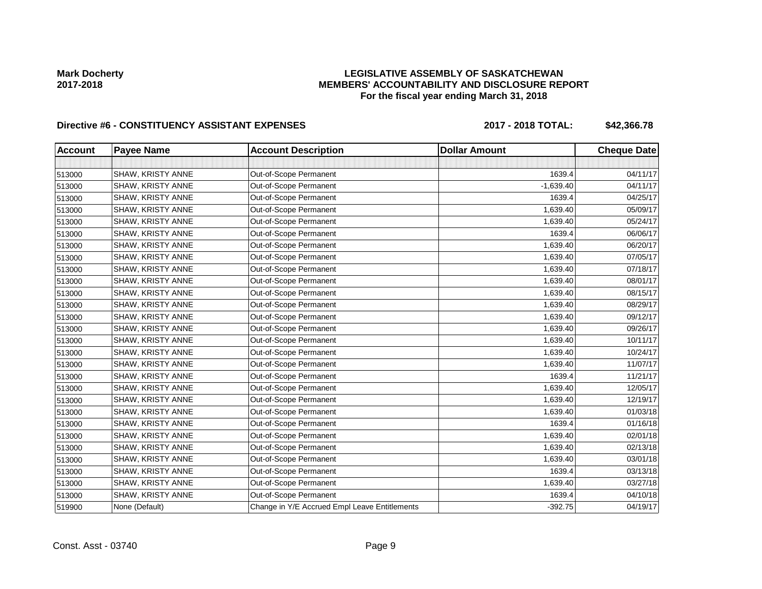**Mark Docherty**
**2017-2018**

**LEGISLATIVE ASSEMBLY OF SASKATCHEWAN**
**MEMBERS' ACCOUNTABILITY AND DISCLOSURE REPORT**
**For the fiscal year ending March 31, 2018**

**Directive #6 - CONSTITUENCY ASSISTANT EXPENSES** **2017 - 2018 TOTAL: $42,366.78**

| Account | Payee Name | Account Description | Dollar Amount | Cheque Date |
|---|---|---|---|---|
| | | | | |
| 513000 | SHAW, KRISTY ANNE | Out-of-Scope Permanent | 1639.4 | 04/11/17 |
| 513000 | SHAW, KRISTY ANNE | Out-of-Scope Permanent | -1,639.40 | 04/11/17 |
| 513000 | SHAW, KRISTY ANNE | Out-of-Scope Permanent | 1639.4 | 04/25/17 |
| 513000 | SHAW, KRISTY ANNE | Out-of-Scope Permanent | 1,639.40 | 05/09/17 |
| 513000 | SHAW, KRISTY ANNE | Out-of-Scope Permanent | 1,639.40 | 05/24/17 |
| 513000 | SHAW, KRISTY ANNE | Out-of-Scope Permanent | 1639.4 | 06/06/17 |
| 513000 | SHAW, KRISTY ANNE | Out-of-Scope Permanent | 1,639.40 | 06/20/17 |
| 513000 | SHAW, KRISTY ANNE | Out-of-Scope Permanent | 1,639.40 | 07/05/17 |
| 513000 | SHAW, KRISTY ANNE | Out-of-Scope Permanent | 1,639.40 | 07/18/17 |
| 513000 | SHAW, KRISTY ANNE | Out-of-Scope Permanent | 1,639.40 | 08/01/17 |
| 513000 | SHAW, KRISTY ANNE | Out-of-Scope Permanent | 1,639.40 | 08/15/17 |
| 513000 | SHAW, KRISTY ANNE | Out-of-Scope Permanent | 1,639.40 | 08/29/17 |
| 513000 | SHAW, KRISTY ANNE | Out-of-Scope Permanent | 1,639.40 | 09/12/17 |
| 513000 | SHAW, KRISTY ANNE | Out-of-Scope Permanent | 1,639.40 | 09/26/17 |
| 513000 | SHAW, KRISTY ANNE | Out-of-Scope Permanent | 1,639.40 | 10/11/17 |
| 513000 | SHAW, KRISTY ANNE | Out-of-Scope Permanent | 1,639.40 | 10/24/17 |
| 513000 | SHAW, KRISTY ANNE | Out-of-Scope Permanent | 1,639.40 | 11/07/17 |
| 513000 | SHAW, KRISTY ANNE | Out-of-Scope Permanent | 1639.4 | 11/21/17 |
| 513000 | SHAW, KRISTY ANNE | Out-of-Scope Permanent | 1,639.40 | 12/05/17 |
| 513000 | SHAW, KRISTY ANNE | Out-of-Scope Permanent | 1,639.40 | 12/19/17 |
| 513000 | SHAW, KRISTY ANNE | Out-of-Scope Permanent | 1,639.40 | 01/03/18 |
| 513000 | SHAW, KRISTY ANNE | Out-of-Scope Permanent | 1639.4 | 01/16/18 |
| 513000 | SHAW, KRISTY ANNE | Out-of-Scope Permanent | 1,639.40 | 02/01/18 |
| 513000 | SHAW, KRISTY ANNE | Out-of-Scope Permanent | 1,639.40 | 02/13/18 |
| 513000 | SHAW, KRISTY ANNE | Out-of-Scope Permanent | 1,639.40 | 03/01/18 |
| 513000 | SHAW, KRISTY ANNE | Out-of-Scope Permanent | 1639.4 | 03/13/18 |
| 513000 | SHAW, KRISTY ANNE | Out-of-Scope Permanent | 1,639.40 | 03/27/18 |
| 513000 | SHAW, KRISTY ANNE | Out-of-Scope Permanent | 1639.4 | 04/10/18 |
| 519900 | None (Default) | Change in Y/E Accrued Empl Leave Entitlements | -392.75 | 04/19/17 |

Const. Asst - 03740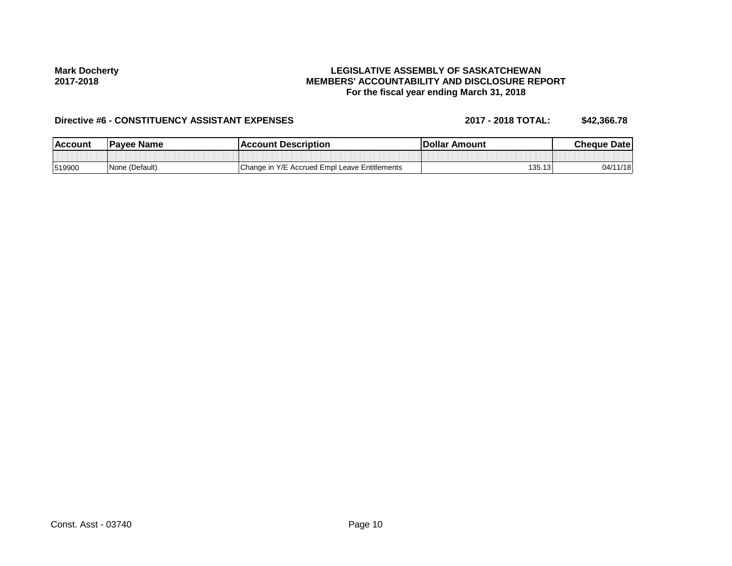**Mark Docherty**
**2017-2018**

**LEGISLATIVE ASSEMBLY OF SASKATCHEWAN**
**MEMBERS' ACCOUNTABILITY AND DISCLOSURE REPORT**
**For the fiscal year ending March 31, 2018**

**Directive #6 - CONSTITUENCY ASSISTANT EXPENSES** **2017 - 2018 TOTAL: $42,366.78**

| Account | Payee Name | Account Description | Dollar Amount | Cheque Date |
|---|---|---|---|---|
| | | | | |
| 519900 | None (Default) | Change in Y/E Accrued Empl Leave Entitlements | 135.13 | 04/11/18 |

Const. Asst - 03740